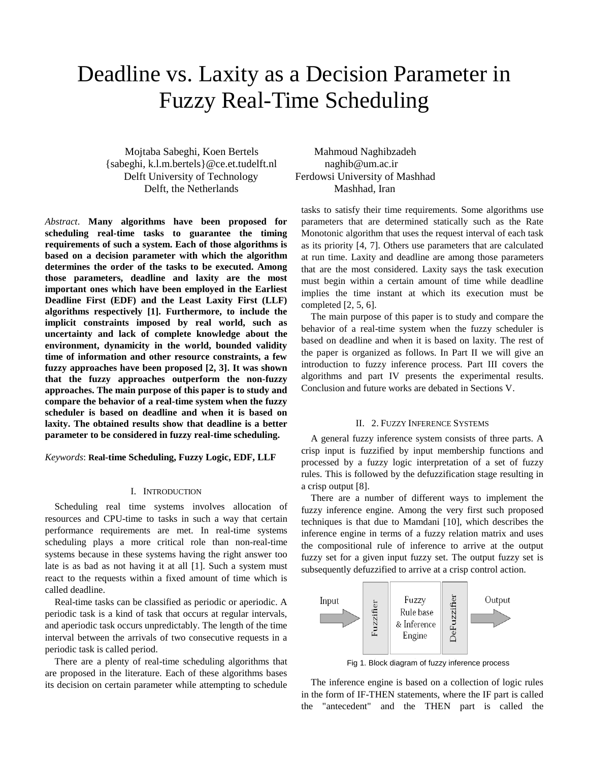# Deadline vs. Laxity as a Decision Parameter in Fuzzy Real-Time Scheduling

Mojtaba Sabeghi, Koen Bertels
{sabeghi, k.l.m.bertels}@ce.et.tudelft.nl
Delft University of Technology
Delft, the Netherlands

Mahmoud Naghibzadeh
naghib@um.ac.ir
Ferdowsi University of Mashhad
Mashhad, Iran

*Abstract*. **Many algorithms have been proposed for scheduling real-time tasks to guarantee the timing requirements of such a system. Each of those algorithms is based on a decision parameter with which the algorithm determines the order of the tasks to be executed. Among those parameters, deadline and laxity are the most important ones which have been employed in the Earliest Deadline First (EDF) and the Least Laxity First (LLF) algorithms respectively [1]. Furthermore, to include the implicit constraints imposed by real world, such as uncertainty and lack of complete knowledge about the environment, dynamicity in the world, bounded validity time of information and other resource constraints, a few fuzzy approaches have been proposed [2, 3]. It was shown that the fuzzy approaches outperform the non-fuzzy approaches. The main purpose of this paper is to study and compare the behavior of a real-time system when the fuzzy scheduler is based on deadline and when it is based on laxity. The obtained results show that deadline is a better parameter to be considered in fuzzy real-time scheduling.**

*Keywords*: **Real-time Scheduling, Fuzzy Logic, EDF, LLF**

## I. Introduction

Scheduling real time systems involves allocation of resources and CPU-time to tasks in such a way that certain performance requirements are met. In real-time systems scheduling plays a more critical role than non-real-time systems because in these systems having the right answer too late is as bad as not having it at all [1]. Such a system must react to the requests within a fixed amount of time which is called deadline.

Real-time tasks can be classified as periodic or aperiodic. A periodic task is a kind of task that occurs at regular intervals, and aperiodic task occurs unpredictably. The length of the time interval between the arrivals of two consecutive requests in a periodic task is called period.

There are a plenty of real-time scheduling algorithms that are proposed in the literature. Each of these algorithms bases its decision on certain parameter while attempting to schedule tasks to satisfy their time requirements. Some algorithms use parameters that are determined statically such as the Rate Monotonic algorithm that uses the request interval of each task as its priority [4, 7]. Others use parameters that are calculated at run time. Laxity and deadline are among those parameters that are the most considered. Laxity says the task execution must begin within a certain amount of time while deadline implies the time instant at which its execution must be completed [2, 5, 6].

The main purpose of this paper is to study and compare the behavior of a real-time system when the fuzzy scheduler is based on deadline and when it is based on laxity. The rest of the paper is organized as follows. In Part II we will give an introduction to fuzzy inference process. Part III covers the algorithms and part IV presents the experimental results. Conclusion and future works are debated in Sections V.

## II. 2. Fuzzy Inference Systems

A general fuzzy inference system consists of three parts. A crisp input is fuzzified by input membership functions and processed by a fuzzy logic interpretation of a set of fuzzy rules. This is followed by the defuzzification stage resulting in a crisp output [8].

There are a number of different ways to implement the fuzzy inference engine. Among the very first such proposed techniques is that due to Mamdani [10], which describes the inference engine in terms of a fuzzy relation matrix and uses the compositional rule of inference to arrive at the output fuzzy set for a given input fuzzy set. The output fuzzy set is subsequently defuzzified to arrive at a crisp control action.

Input → Fuzzifier → Fuzzy Rule base & Inference Engine → DeFuzzifier → Output

Fig 1. Block diagram of fuzzy inference process

The inference engine is based on a collection of logic rules in the form of IF-THEN statements, where the IF part is called the "antecedent" and the THEN part is called the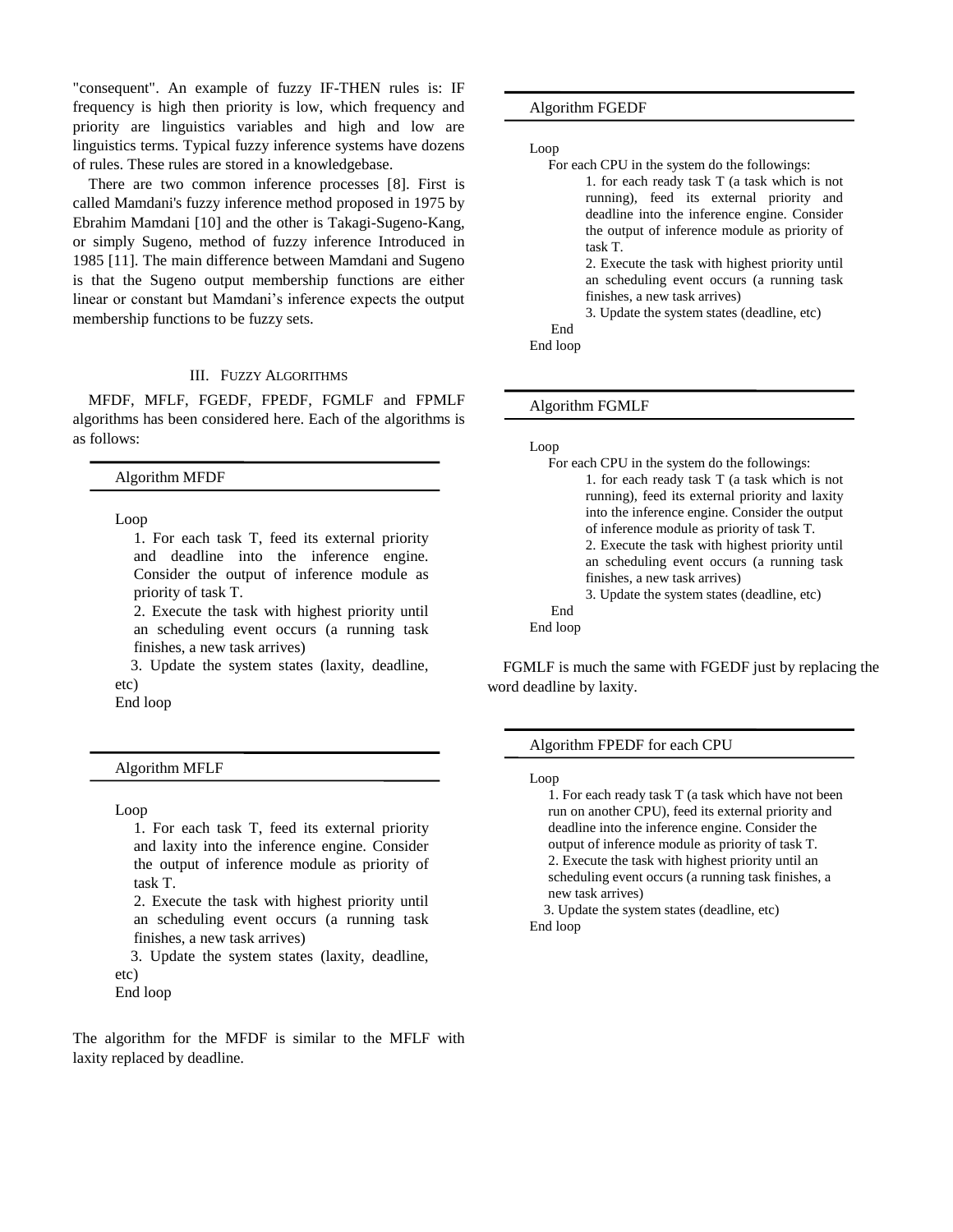"consequent". An example of fuzzy IF-THEN rules is: IF frequency is high then priority is low, which frequency and priority are linguistics variables and high and low are linguistics terms. Typical fuzzy inference systems have dozens of rules. These rules are stored in a knowledgebase.

There are two common inference processes [8]. First is called Mamdani's fuzzy inference method proposed in 1975 by Ebrahim Mamdani [10] and the other is Takagi-Sugeno-Kang, or simply Sugeno, method of fuzzy inference Introduced in 1985 [11]. The main difference between Mamdani and Sugeno is that the Sugeno output membership functions are either linear or constant but Mamdani's inference expects the output membership functions to be fuzzy sets.

## III. Fuzzy Algorithms

MFDF, MFLF, FGEDF, FPEDF, FGMLF and FPMLF algorithms has been considered here. Each of the algorithms is as follows:

**Algorithm MFDF**

```
Loop
    1. For each task T, feed its external priority
    and deadline into the inference engine.
    Consider the output of inference module as
    priority of task T.
    2. Execute the task with highest priority until
    an scheduling event occurs (a running task
    finishes, a new task arrives)
   3. Update the system states (laxity, deadline,
etc)
End loop
```

**Algorithm MFLF**

```
Loop
    1. For each task T, feed its external priority
    and laxity into the inference engine. Consider
    the output of inference module as priority of
    task T.
    2. Execute the task with highest priority until
    an scheduling event occurs (a running task
    finishes, a new task arrives)
   3. Update the system states (laxity, deadline,
etc)
End loop
```

The algorithm for the MFDF is similar to the MFLF with laxity replaced by deadline.

**Algorithm FGEDF**

```
Loop
   For each CPU in the system do the followings:
        1. for each ready task T (a task which is not
        running), feed its external priority and
        deadline into the inference engine. Consider
        the output of inference module as priority of
        task T.
        2. Execute the task with highest priority until
        an scheduling event occurs (a running task
        finishes, a new task arrives)
        3. Update the system states (deadline, etc)
   End
End loop
```

**Algorithm FGMLF**

```
Loop
   For each CPU in the system do the followings:
        1. for each ready task T (a task which is not
        running), feed its external priority and laxity
        into the inference engine. Consider the output
        of inference module as priority of task T.
        2. Execute the task with highest priority until
        an scheduling event occurs (a running task
        finishes, a new task arrives)
        3. Update the system states (deadline, etc)
   End
End loop
```

FGMLF is much the same with FGEDF just by replacing the word deadline by laxity.

**Algorithm FPEDF for each CPU**

```
Loop
   1. For each ready task T (a task which have not been
   run on another CPU), feed its external priority and
   deadline into the inference engine. Consider the
   output of inference module as priority of task T.
   2. Execute the task with highest priority until an
   scheduling event occurs (a running task finishes, a
   new task arrives)
  3. Update the system states (deadline, etc)
End loop
```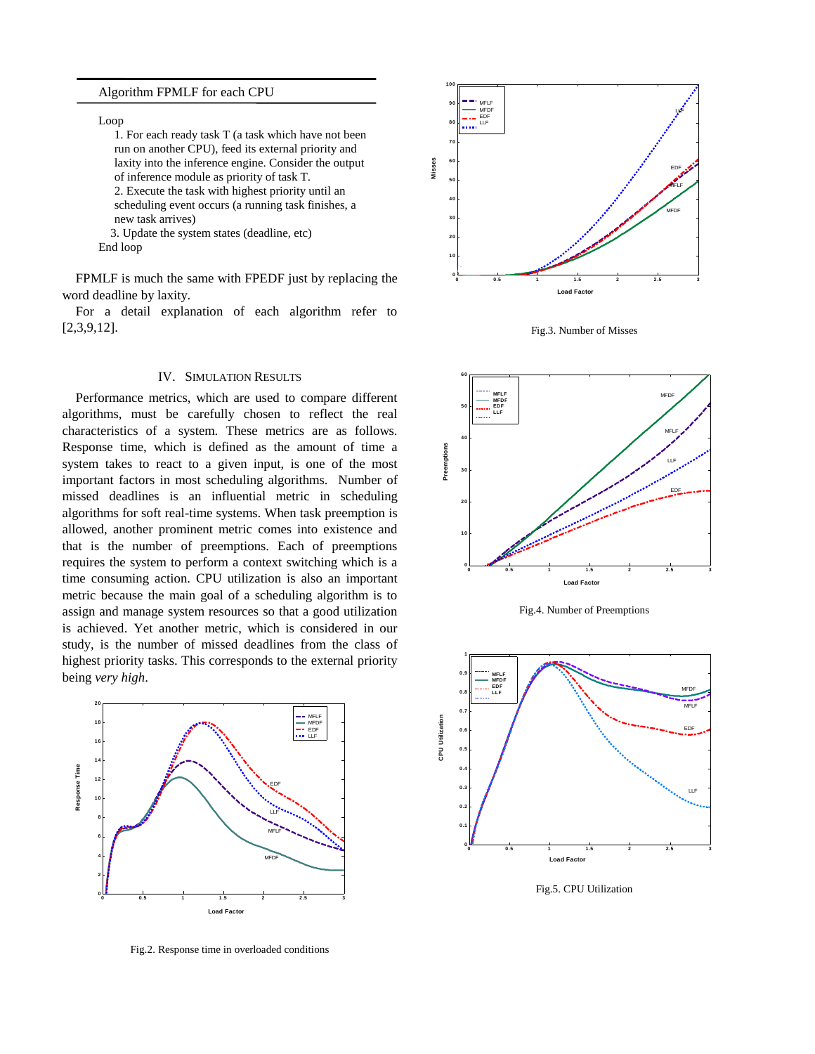Algorithm FPMLF for each CPU

Loop

1. For each ready task T (a task which have not been run on another CPU), feed its external priority and laxity into the inference engine. Consider the output of inference module as priority of task T.
2. Execute the task with highest priority until an scheduling event occurs (a running task finishes, a new task arrives)
3. Update the system states (deadline, etc)

End loop

FPMLF is much the same with FPEDF just by replacing the word deadline by laxity.

For a detail explanation of each algorithm refer to [2,3,9,12].

## IV. SIMULATION RESULTS

Performance metrics, which are used to compare different algorithms, must be carefully chosen to reflect the real characteristics of a system. These metrics are as follows. Response time, which is defined as the amount of time a system takes to react to a given input, is one of the most important factors in most scheduling algorithms. Number of missed deadlines is an influential metric in scheduling algorithms for soft real-time systems. When task preemption is allowed, another prominent metric comes into existence and that is the number of preemptions. Each of preemptions requires the system to perform a context switching which is a time consuming action. CPU utilization is also an important metric because the main goal of a scheduling algorithm is to assign and manage system resources so that a good utilization is achieved. Yet another metric, which is considered in our study, is the number of missed deadlines from the class of highest priority tasks. This corresponds to the external priority being *very high*.

Fig.2. Response time in overloaded conditions

Fig.3. Number of Misses

Fig.4. Number of Preemptions

Fig.5. CPU Utilization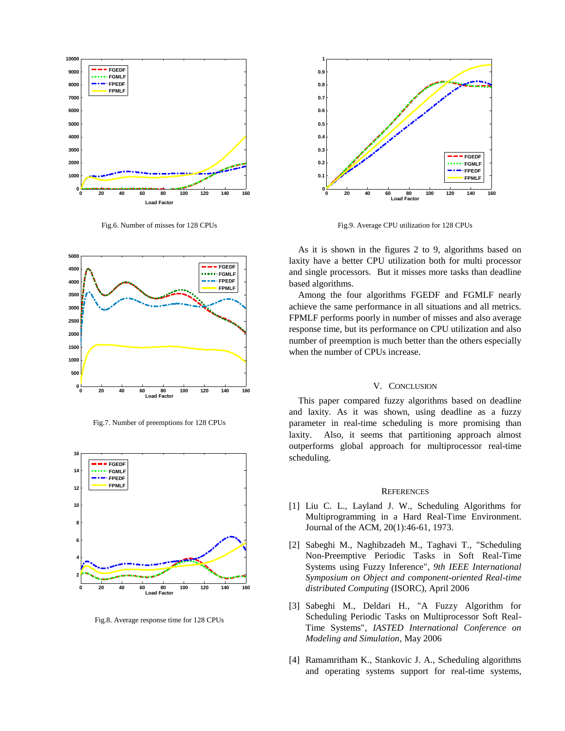Fig.6. Number of misses for 128 CPUs

Fig.7. Number of preemptions for 128 CPUs

Fig.8. Average response time for 128 CPUs

Fig.9. Average CPU utilization for 128 CPUs

As it is shown in the figures 2 to 9, algorithms based on laxity have a better CPU utilization both for multi processor and single processors. But it misses more tasks than deadline based algorithms.

Among the four algorithms FGEDF and FGMLF nearly achieve the same performance in all situations and all metrics. FPMLF performs poorly in number of misses and also average response time, but its performance on CPU utilization and also number of preemption is much better than the others especially when the number of CPUs increase.

## V. CONCLUSION

This paper compared fuzzy algorithms based on deadline and laxity. As it was shown, using deadline as a fuzzy parameter in real-time scheduling is more promising than laxity. Also, it seems that partitioning approach almost outperforms global approach for multiprocessor real-time scheduling.

## REFERENCES

[1] Liu C. L., Layland J. W., Scheduling Algorithms for Multiprogramming in a Hard Real-Time Environment. Journal of the ACM, 20(1):46-61, 1973.

[2] Sabeghi M., Naghibzadeh M., Taghavi T., "Scheduling Non-Preemptive Periodic Tasks in Soft Real-Time Systems using Fuzzy Inference", *9th IEEE International Symposium on Object and component-oriented Real-time distributed Computing* (ISORC), April 2006

[3] Sabeghi M., Deldari H., "A Fuzzy Algorithm for Scheduling Periodic Tasks on Multiprocessor Soft Real-Time Systems", *IASTED International Conference on Modeling and Simulation*, May 2006

[4] Ramamritham K., Stankovic J. A., Scheduling algorithms and operating systems support for real-time systems,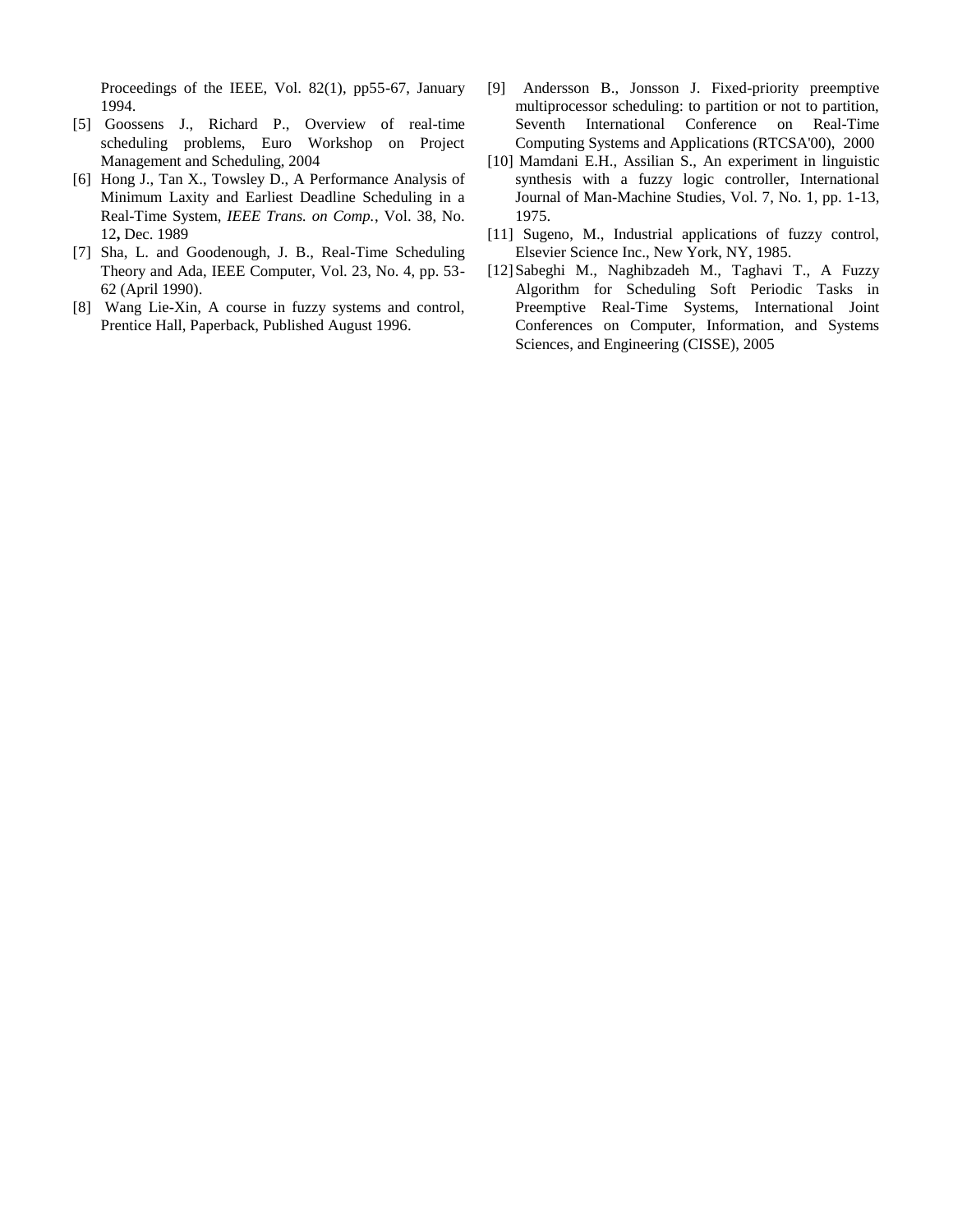Proceedings of the IEEE, Vol. 82(1), pp55-67, January 1994.

[5] Goossens J., Richard P., Overview of real-time scheduling problems, Euro Workshop on Project Management and Scheduling, 2004

[6] Hong J., Tan X., Towsley D., A Performance Analysis of Minimum Laxity and Earliest Deadline Scheduling in a Real-Time System, *IEEE Trans. on Comp.*, Vol. 38, No. 12**,** Dec. 1989

[7] Sha, L. and Goodenough, J. B., Real-Time Scheduling Theory and Ada, IEEE Computer, Vol. 23, No. 4, pp. 53-62 (April 1990).

[8] Wang Lie-Xin, A course in fuzzy systems and control, Prentice Hall, Paperback, Published August 1996.

[9] Andersson B., Jonsson J. Fixed-priority preemptive multiprocessor scheduling: to partition or not to partition, Seventh International Conference on Real-Time Computing Systems and Applications (RTCSA'00), 2000

[10] Mamdani E.H., Assilian S., An experiment in linguistic synthesis with a fuzzy logic controller, International Journal of Man-Machine Studies, Vol. 7, No. 1, pp. 1-13, 1975.

[11] Sugeno, M., Industrial applications of fuzzy control, Elsevier Science Inc., New York, NY, 1985.

[12] Sabeghi M., Naghibzadeh M., Taghavi T., A Fuzzy Algorithm for Scheduling Soft Periodic Tasks in Preemptive Real-Time Systems, International Joint Conferences on Computer, Information, and Systems Sciences, and Engineering (CISSE), 2005